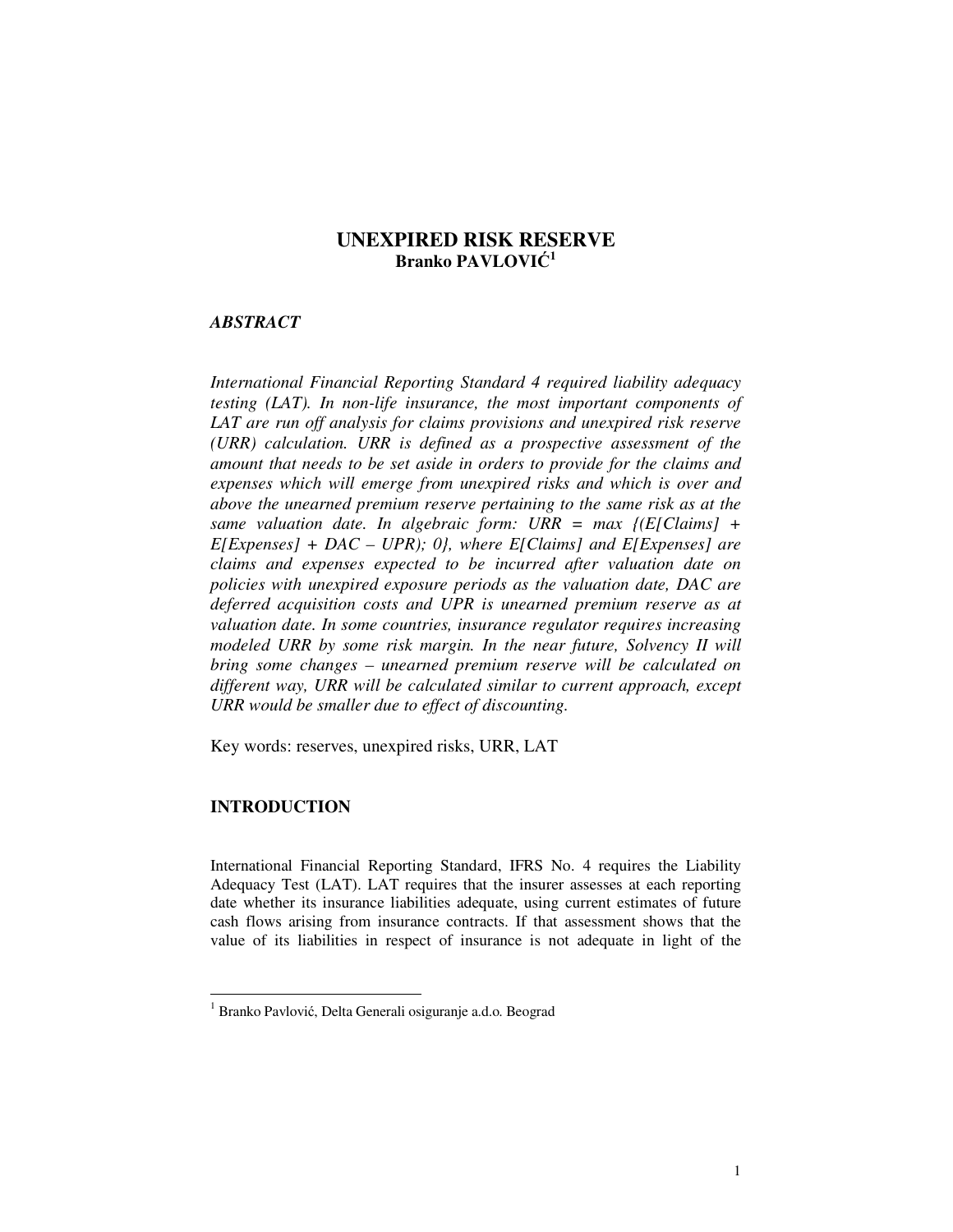# UNEXPIRED RISK RESERVE

**Branko PAVLOVIĆ[1]**

## *ABSTRACT*

*International Financial Reporting Standard 4 required liability adequacy testing (LAT). In non-life insurance, the most important components of LAT are run off analysis for claims provisions and unexpired risk reserve (URR) calculation. URR is defined as a prospective assessment of the amount that needs to be set aside in orders to provide for the claims and expenses which will emerge from unexpired risks and which is over and above the unearned premium reserve pertaining to the same risk as at the same valuation date. In algebraic form: URR = max {(E[Claims] + E[Expenses] + DAC – UPR); 0}, where E[Claims] and E[Expenses] are claims and expenses expected to be incurred after valuation date on policies with unexpired exposure periods as the valuation date, DAC are deferred acquisition costs and UPR is unearned premium reserve as at valuation date. In some countries, insurance regulator requires increasing modeled URR by some risk margin. In the near future, Solvency II will bring some changes – unearned premium reserve will be calculated on different way, URR will be calculated similar to current approach, except URR would be smaller due to effect of discounting.*

Key words: reserves, unexpired risks, URR, LAT

## INTRODUCTION

International Financial Reporting Standard, IFRS No. 4 requires the Liability Adequacy Test (LAT). LAT requires that the insurer assesses at each reporting date whether its insurance liabilities adequate, using current estimates of future cash flows arising from insurance contracts. If that assessment shows that the value of its liabilities in respect of insurance is not adequate in light of the

[1] Branko Pavlović, Delta Generali osiguranje a.d.o. Beograd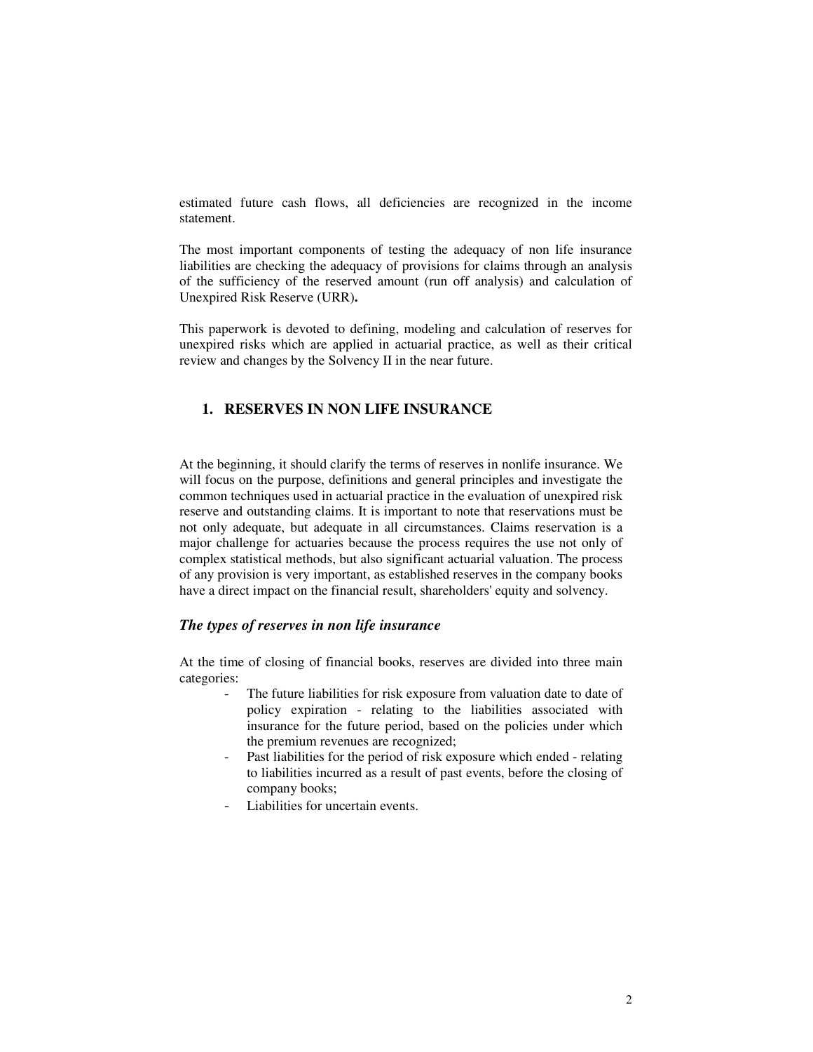estimated future cash flows, all deficiencies are recognized in the income statement.

The most important components of testing the adequacy of non life insurance liabilities are checking the adequacy of provisions for claims through an analysis of the sufficiency of the reserved amount (run off analysis) and calculation of Unexpired Risk Reserve (URR)**.**

This paperwork is devoted to defining, modeling and calculation of reserves for unexpired risks which are applied in actuarial practice, as well as their critical review and changes by the Solvency II in the near future.

## 1. RESERVES IN NON LIFE INSURANCE

At the beginning, it should clarify the terms of reserves in nonlife insurance. We will focus on the purpose, definitions and general principles and investigate the common techniques used in actuarial practice in the evaluation of unexpired risk reserve and outstanding claims. It is important to note that reservations must be not only adequate, but adequate in all circumstances. Claims reservation is a major challenge for actuaries because the process requires the use not only of complex statistical methods, but also significant actuarial valuation. The process of any provision is very important, as established reserves in the company books have a direct impact on the financial result, shareholders' equity and solvency.

### *The types of reserves in non life insurance*

At the time of closing of financial books, reserves are divided into three main categories:

- The future liabilities for risk exposure from valuation date to date of policy expiration - relating to the liabilities associated with insurance for the future period, based on the policies under which the premium revenues are recognized;
- Past liabilities for the period of risk exposure which ended - relating to liabilities incurred as a result of past events, before the closing of company books;
- Liabilities for uncertain events.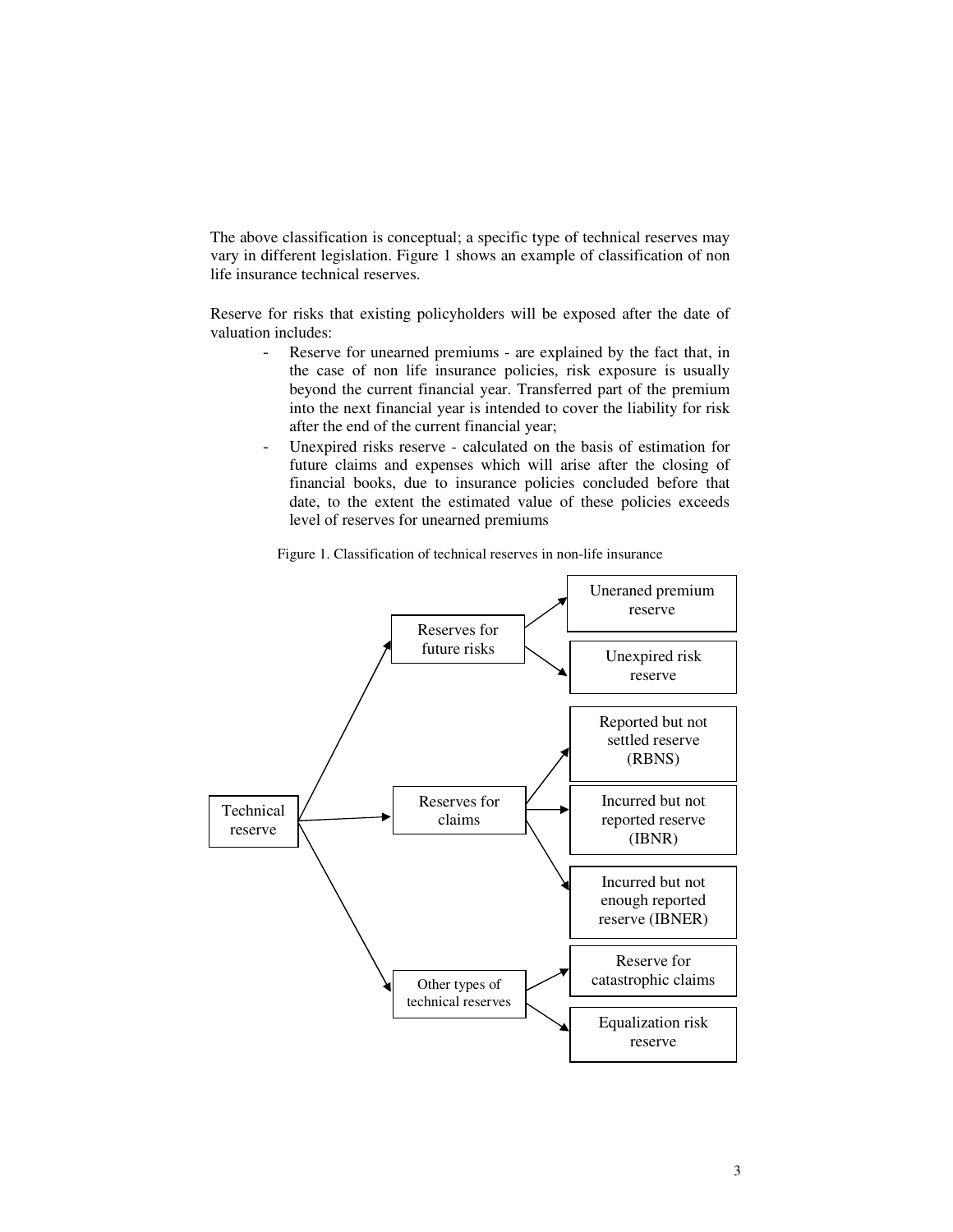The above classification is conceptual; a specific type of technical reserves may vary in different legislation. Figure 1 shows an example of classification of non life insurance technical reserves.

Reserve for risks that existing policyholders will be exposed after the date of valuation includes:

- Reserve for unearned premiums - are explained by the fact that, in the case of non life insurance policies, risk exposure is usually beyond the current financial year. Transferred part of the premium into the next financial year is intended to cover the liability for risk after the end of the current financial year;
- Unexpired risks reserve - calculated on the basis of estimation for future claims and expenses which will arise after the closing of financial books, due to insurance policies concluded before that date, to the extent the estimated value of these policies exceeds level of reserves for unearned premiums

Figure 1. Classification of technical reserves in non-life insurance

- Technical reserve
  - Reserves for future risks
    - Uneraned premium reserve
    - Unexpired risk reserve
  - Reserves for claims
    - Reported but not settled reserve (RBNS)
    - Incurred but not reported reserve (IBNR)
    - Incurred but not enough reported reserve (IBNER)
  - Other types of technical reserves
    - Reserve for catastrophic claims
    - Equalization risk reserve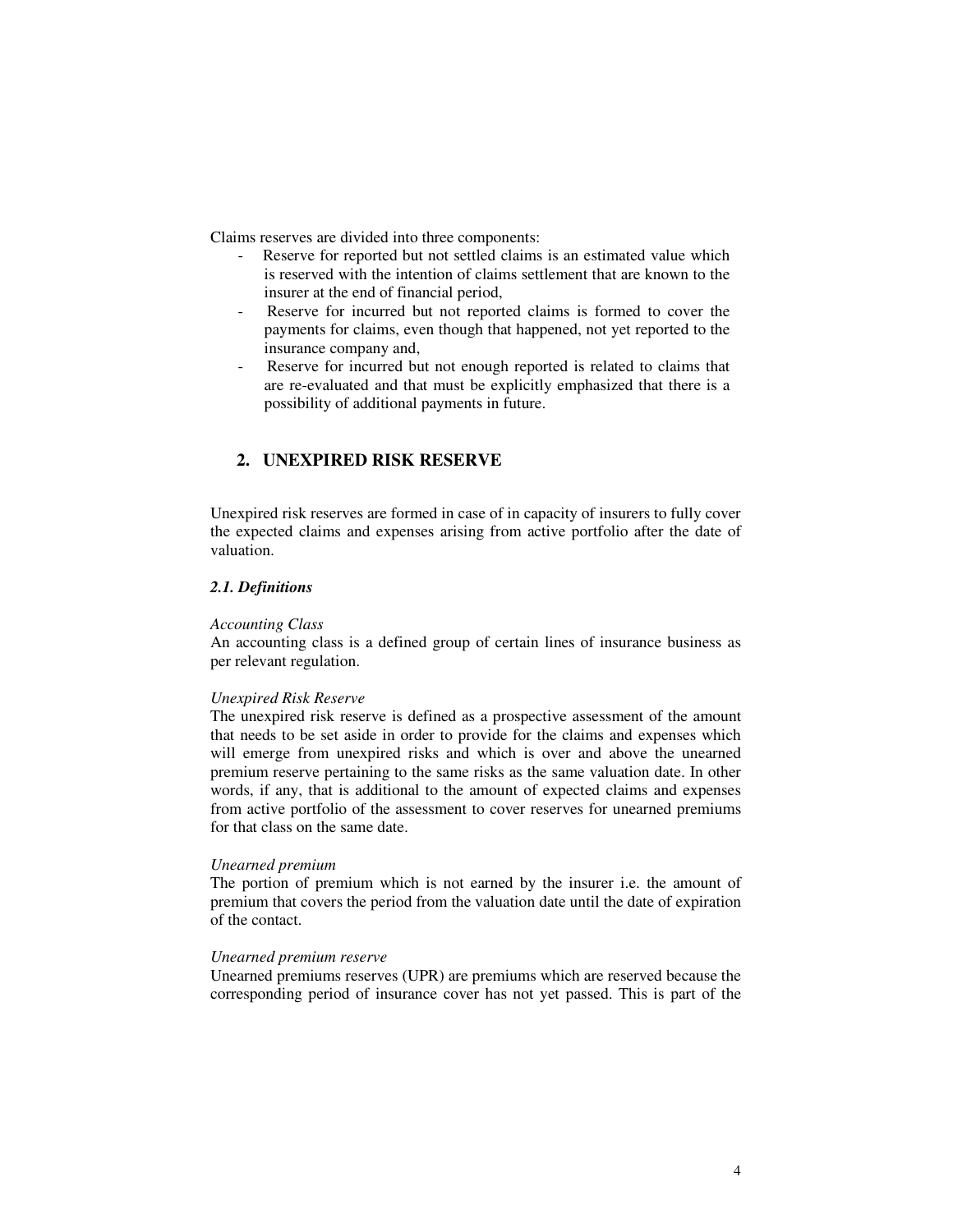Claims reserves are divided into three components:

- Reserve for reported but not settled claims is an estimated value which is reserved with the intention of claims settlement that are known to the insurer at the end of financial period,
- Reserve for incurred but not reported claims is formed to cover the payments for claims, even though that happened, not yet reported to the insurance company and,
- Reserve for incurred but not enough reported is related to claims that are re-evaluated and that must be explicitly emphasized that there is a possibility of additional payments in future.

## 2. UNEXPIRED RISK RESERVE

Unexpired risk reserves are formed in case of in capacity of insurers to fully cover the expected claims and expenses arising from active portfolio after the date of valuation.

### *2.1. Definitions*

*Accounting Class*
An accounting class is a defined group of certain lines of insurance business as per relevant regulation.

*Unexpired Risk Reserve*
The unexpired risk reserve is defined as a prospective assessment of the amount that needs to be set aside in order to provide for the claims and expenses which will emerge from unexpired risks and which is over and above the unearned premium reserve pertaining to the same risks as the same valuation date. In other words, if any, that is additional to the amount of expected claims and expenses from active portfolio of the assessment to cover reserves for unearned premiums for that class on the same date.

*Unearned premium*
The portion of premium which is not earned by the insurer i.e. the amount of premium that covers the period from the valuation date until the date of expiration of the contact.

*Unearned premium reserve*
Unearned premiums reserves (UPR) are premiums which are reserved because the corresponding period of insurance cover has not yet passed. This is part of the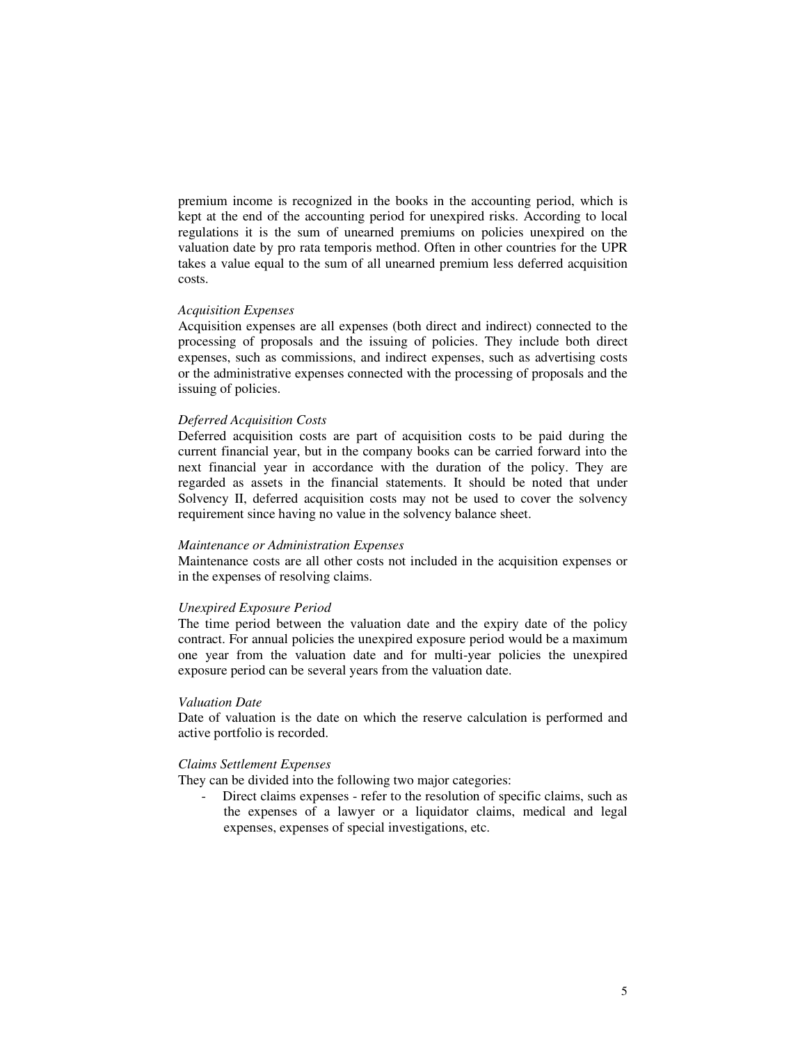premium income is recognized in the books in the accounting period, which is kept at the end of the accounting period for unexpired risks. According to local regulations it is the sum of unearned premiums on policies unexpired on the valuation date by pro rata temporis method. Often in other countries for the UPR takes a value equal to the sum of all unearned premium less deferred acquisition costs.

*Acquisition Expenses*

Acquisition expenses are all expenses (both direct and indirect) connected to the processing of proposals and the issuing of policies. They include both direct expenses, such as commissions, and indirect expenses, such as advertising costs or the administrative expenses connected with the processing of proposals and the issuing of policies.

*Deferred Acquisition Costs*

Deferred acquisition costs are part of acquisition costs to be paid during the current financial year, but in the company books can be carried forward into the next financial year in accordance with the duration of the policy. They are regarded as assets in the financial statements. It should be noted that under Solvency II, deferred acquisition costs may not be used to cover the solvency requirement since having no value in the solvency balance sheet.

*Maintenance or Administration Expenses*

Maintenance costs are all other costs not included in the acquisition expenses or in the expenses of resolving claims.

*Unexpired Exposure Period*

The time period between the valuation date and the expiry date of the policy contract. For annual policies the unexpired exposure period would be a maximum one year from the valuation date and for multi-year policies the unexpired exposure period can be several years from the valuation date.

*Valuation Date*

Date of valuation is the date on which the reserve calculation is performed and active portfolio is recorded.

*Claims Settlement Expenses*

They can be divided into the following two major categories:

- Direct claims expenses - refer to the resolution of specific claims, such as the expenses of a lawyer or a liquidator claims, medical and legal expenses, expenses of special investigations, etc.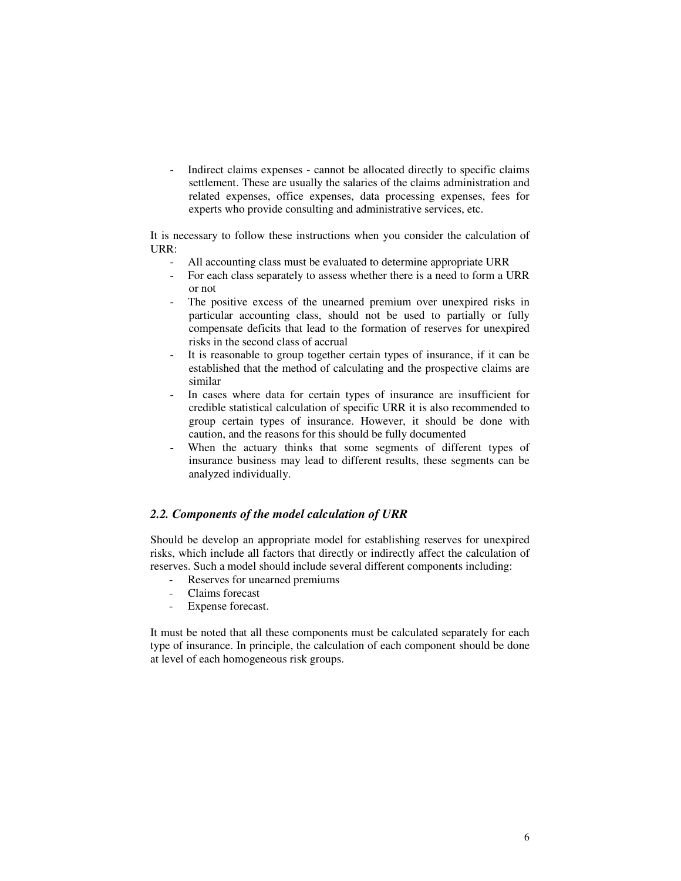- Indirect claims expenses - cannot be allocated directly to specific claims settlement. These are usually the salaries of the claims administration and related expenses, office expenses, data processing expenses, fees for experts who provide consulting and administrative services, etc.

It is necessary to follow these instructions when you consider the calculation of URR:

- All accounting class must be evaluated to determine appropriate URR
- For each class separately to assess whether there is a need to form a URR or not
- The positive excess of the unearned premium over unexpired risks in particular accounting class, should not be used to partially or fully compensate deficits that lead to the formation of reserves for unexpired risks in the second class of accrual
- It is reasonable to group together certain types of insurance, if it can be established that the method of calculating and the prospective claims are similar
- In cases where data for certain types of insurance are insufficient for credible statistical calculation of specific URR it is also recommended to group certain types of insurance. However, it should be done with caution, and the reasons for this should be fully documented
- When the actuary thinks that some segments of different types of insurance business may lead to different results, these segments can be analyzed individually.

### *2.2. Components of the model calculation of URR*

Should be develop an appropriate model for establishing reserves for unexpired risks, which include all factors that directly or indirectly affect the calculation of reserves. Such a model should include several different components including:

- Reserves for unearned premiums
- Claims forecast
- Expense forecast.

It must be noted that all these components must be calculated separately for each type of insurance. In principle, the calculation of each component should be done at level of each homogeneous risk groups.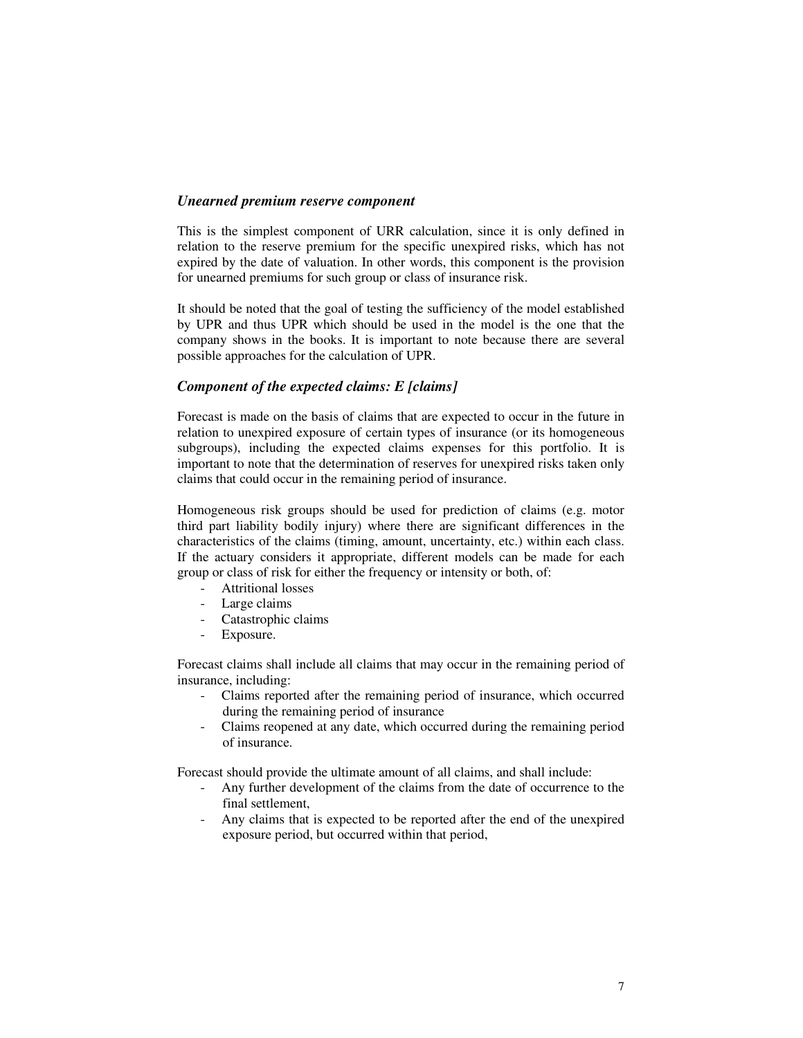### *Unearned premium reserve component*

This is the simplest component of URR calculation, since it is only defined in relation to the reserve premium for the specific unexpired risks, which has not expired by the date of valuation. In other words, this component is the provision for unearned premiums for such group or class of insurance risk.

It should be noted that the goal of testing the sufficiency of the model established by UPR and thus UPR which should be used in the model is the one that the company shows in the books. It is important to note because there are several possible approaches for the calculation of UPR.

### *Component of the expected claims: E [claims]*

Forecast is made on the basis of claims that are expected to occur in the future in relation to unexpired exposure of certain types of insurance (or its homogeneous subgroups), including the expected claims expenses for this portfolio. It is important to note that the determination of reserves for unexpired risks taken only claims that could occur in the remaining period of insurance.

Homogeneous risk groups should be used for prediction of claims (e.g. motor third part liability bodily injury) where there are significant differences in the characteristics of the claims (timing, amount, uncertainty, etc.) within each class. If the actuary considers it appropriate, different models can be made for each group or class of risk for either the frequency or intensity or both, of:

- Attritional losses
- Large claims
- Catastrophic claims
- Exposure.

Forecast claims shall include all claims that may occur in the remaining period of insurance, including:

- Claims reported after the remaining period of insurance, which occurred during the remaining period of insurance
- Claims reopened at any date, which occurred during the remaining period of insurance.

Forecast should provide the ultimate amount of all claims, and shall include:

- Any further development of the claims from the date of occurrence to the final settlement,
- Any claims that is expected to be reported after the end of the unexpired exposure period, but occurred within that period,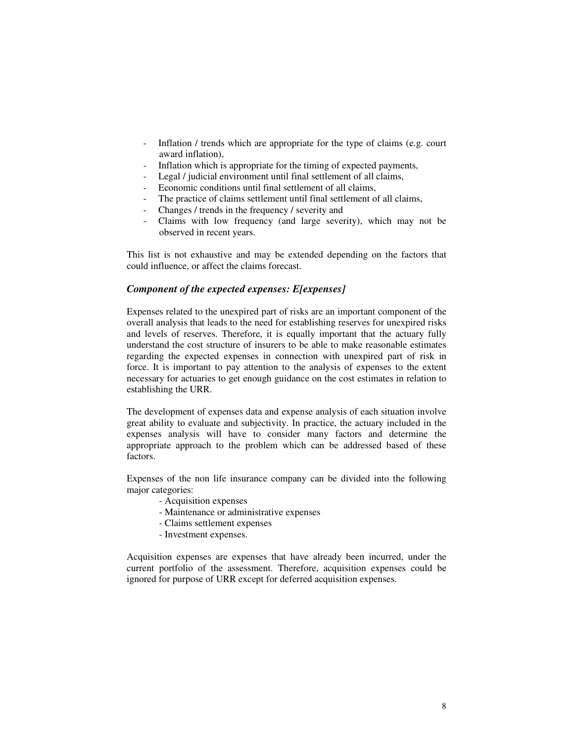- Inflation / trends which are appropriate for the type of claims (e.g. court award inflation),
- Inflation which is appropriate for the timing of expected payments,
- Legal / judicial environment until final settlement of all claims,
- Economic conditions until final settlement of all claims,
- The practice of claims settlement until final settlement of all claims,
- Changes / trends in the frequency / severity and
- Claims with low frequency (and large severity), which may not be observed in recent years.

This list is not exhaustive and may be extended depending on the factors that could influence, or affect the claims forecast.

### *Component of the expected expenses: E[expenses]*

Expenses related to the unexpired part of risks are an important component of the overall analysis that leads to the need for establishing reserves for unexpired risks and levels of reserves. Therefore, it is equally important that the actuary fully understand the cost structure of insurers to be able to make reasonable estimates regarding the expected expenses in connection with unexpired part of risk in force. It is important to pay attention to the analysis of expenses to the extent necessary for actuaries to get enough guidance on the cost estimates in relation to establishing the URR.

The development of expenses data and expense analysis of each situation involve great ability to evaluate and subjectivity. In practice, the actuary included in the expenses analysis will have to consider many factors and determine the appropriate approach to the problem which can be addressed based of these factors.

Expenses of the non life insurance company can be divided into the following major categories:

- Acquisition expenses
- Maintenance or administrative expenses
- Claims settlement expenses
- Investment expenses.

Acquisition expenses are expenses that have already been incurred, under the current portfolio of the assessment. Therefore, acquisition expenses could be ignored for purpose of URR except for deferred acquisition expenses.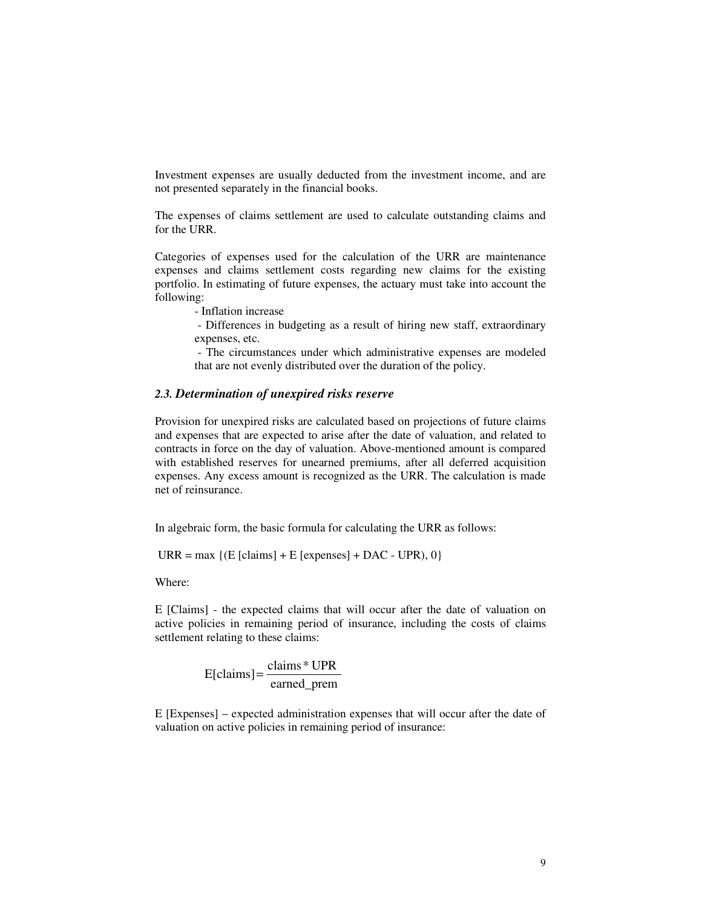Investment expenses are usually deducted from the investment income, and are not presented separately in the financial books.

The expenses of claims settlement are used to calculate outstanding claims and for the URR.

Categories of expenses used for the calculation of the URR are maintenance expenses and claims settlement costs regarding new claims for the existing portfolio. In estimating of future expenses, the actuary must take into account the following:

- Inflation increase
- Differences in budgeting as a result of hiring new staff, extraordinary expenses, etc.
- The circumstances under which administrative expenses are modeled that are not evenly distributed over the duration of the policy.

### *2.3. Determination of unexpired risks reserve*

Provision for unexpired risks are calculated based on projections of future claims and expenses that are expected to arise after the date of valuation, and related to contracts in force on the day of valuation. Above-mentioned amount is compared with established reserves for unearned premiums, after all deferred acquisition expenses. Any excess amount is recognized as the URR. The calculation is made net of reinsurance.

In algebraic form, the basic formula for calculating the URR as follows:

$$URR = \max \{(E[claims] + E[expenses] + DAC - UPR), 0\}$$

Where:

E [Claims] - the expected claims that will occur after the date of valuation on active policies in remaining period of insurance, including the costs of claims settlement relating to these claims:

$$E[\text{claims}] = \frac{\text{claims} * \text{UPR}}{\text{earned\_prem}}$$

E [Expenses] – expected administration expenses that will occur after the date of valuation on active policies in remaining period of insurance: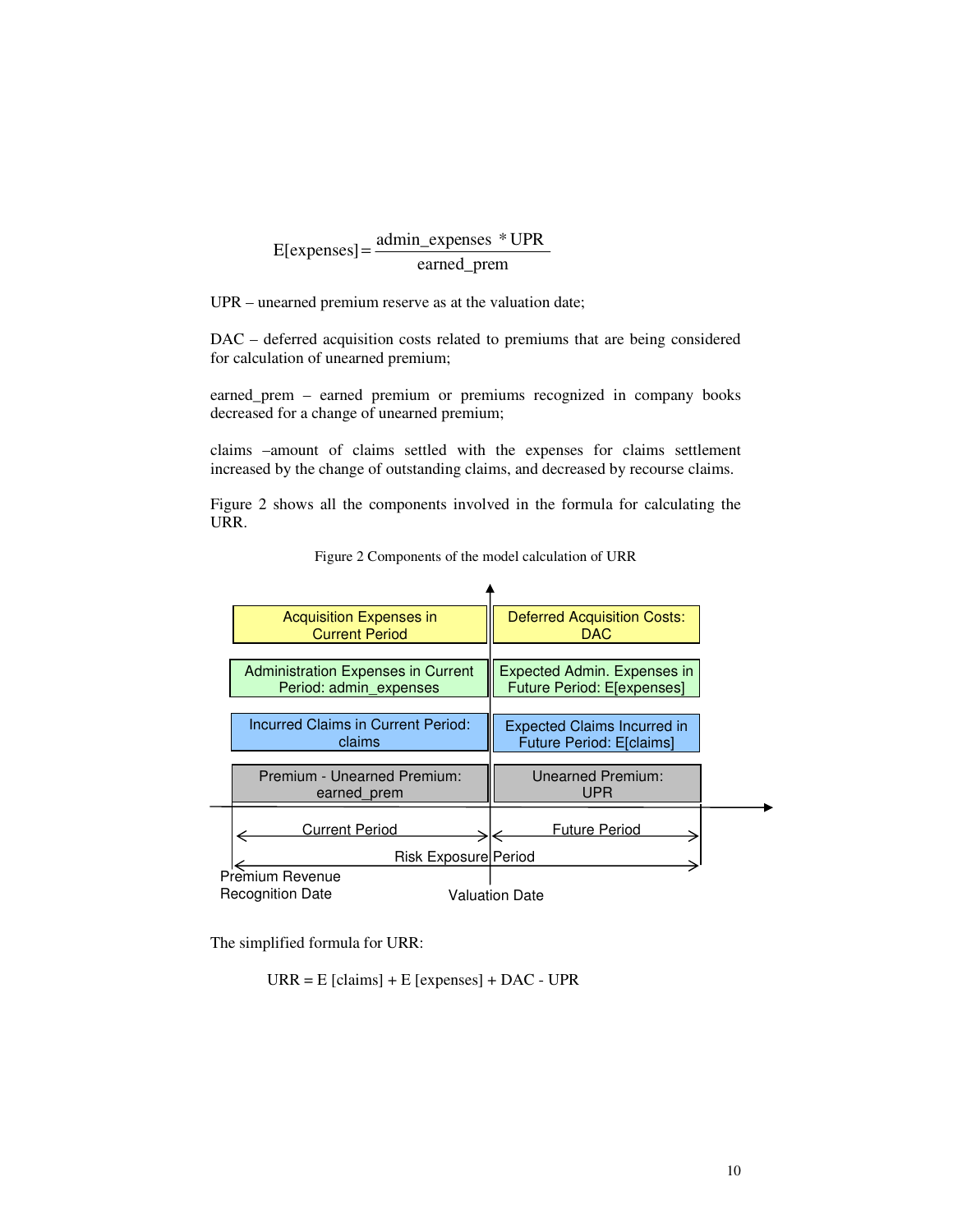$$E[\text{expenses}] = \frac{\text{admin\_expenses} \ * \text{UPR}}{\text{earned\_prem}}$$

UPR – unearned premium reserve as at the valuation date;

DAC – deferred acquisition costs related to premiums that are being considered for calculation of unearned premium;

earned_prem – earned premium or premiums recognized in company books decreased for a change of unearned premium;

claims –amount of claims settled with the expenses for claims settlement increased by the change of outstanding claims, and decreased by recourse claims.

Figure 2 shows all the components involved in the formula for calculating the URR.

Figure 2 Components of the model calculation of URR

| Current Period | Future Period |
| --- | --- |
| Acquisition Expenses in Current Period | Deferred Acquisition Costs: DAC |
| Administration Expenses in Current Period: admin_expenses | Expected Admin. Expenses in Future Period: E[expenses] |
| Incurred Claims in Current Period: claims | Expected Claims Incurred in Future Period: E[claims] |
| Premium - Unearned Premium: earned_prem | Unearned Premium: UPR |

Risk Exposure Period

Premium Revenue Recognition Date — Valuation Date

The simplified formula for URR:

$$\text{URR} = \text{E [claims]} + \text{E [expenses]} + \text{DAC} - \text{UPR}$$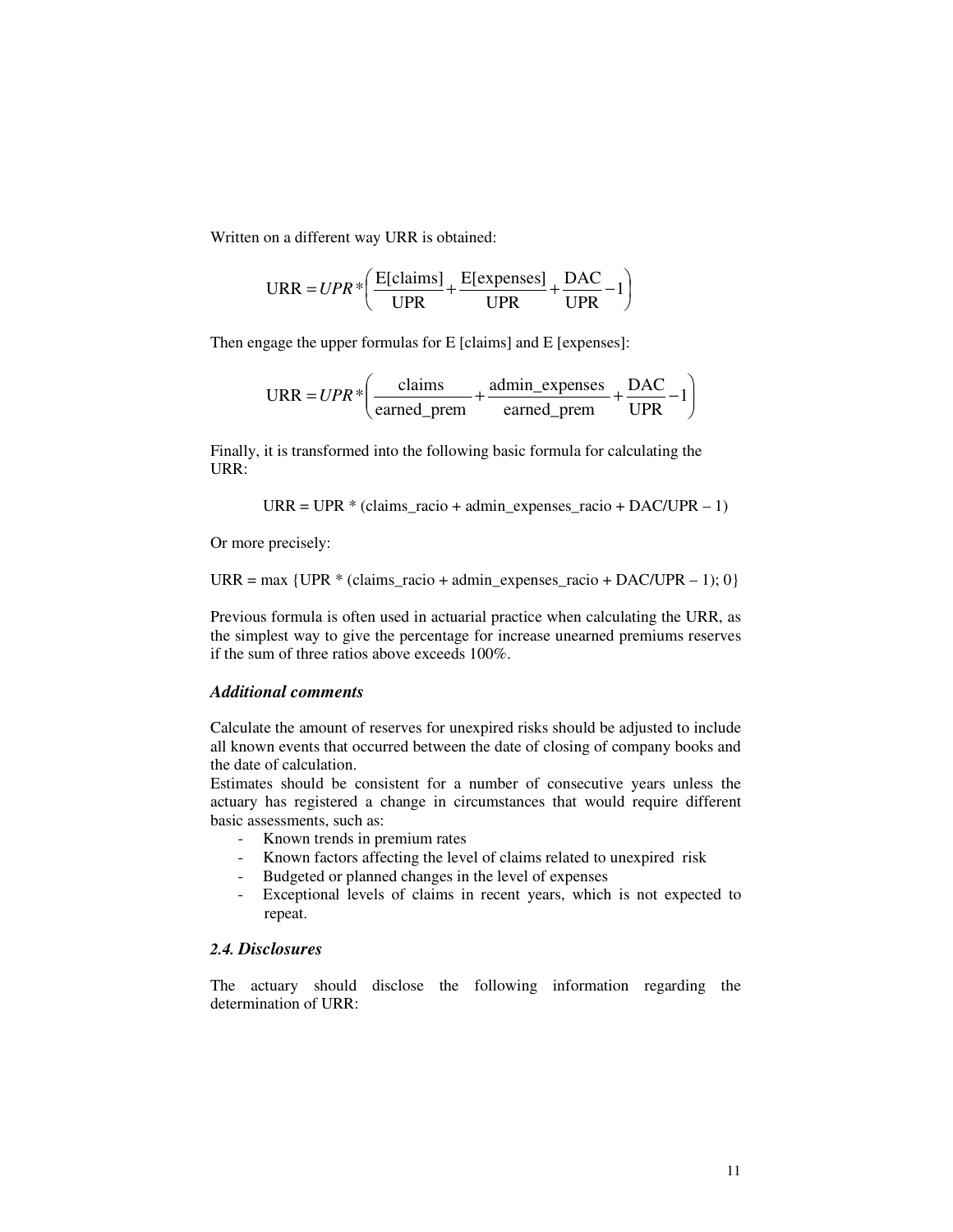Written on a different way URR is obtained:

$$\text{URR} = UPR * \left( \frac{\text{E[claims]}}{\text{UPR}} + \frac{\text{E[expenses]}}{\text{UPR}} + \frac{\text{DAC}}{\text{UPR}} - 1 \right)$$

Then engage the upper formulas for E [claims] and E [expenses]:

$$\text{URR} = UPR * \left( \frac{\text{claims}}{\text{earned\_prem}} + \frac{\text{admin\_expenses}}{\text{earned\_prem}} + \frac{\text{DAC}}{\text{UPR}} - 1 \right)$$

Finally, it is transformed into the following basic formula for calculating the URR:

URR = UPR * (claims_racio + admin_expenses_racio + DAC/UPR – 1)

Or more precisely:

URR = max {UPR * (claims_racio + admin_expenses_racio + DAC/UPR – 1); 0}

Previous formula is often used in actuarial practice when calculating the URR, as the simplest way to give the percentage for increase unearned premiums reserves if the sum of three ratios above exceeds 100%.

### *Additional comments*

Calculate the amount of reserves for unexpired risks should be adjusted to include all known events that occurred between the date of closing of company books and the date of calculation.

Estimates should be consistent for a number of consecutive years unless the actuary has registered a change in circumstances that would require different basic assessments, such as:

- Known trends in premium rates
- Known factors affecting the level of claims related to unexpired risk
- Budgeted or planned changes in the level of expenses
- Exceptional levels of claims in recent years, which is not expected to repeat.

### *2.4. Disclosures*

The actuary should disclose the following information regarding the determination of URR: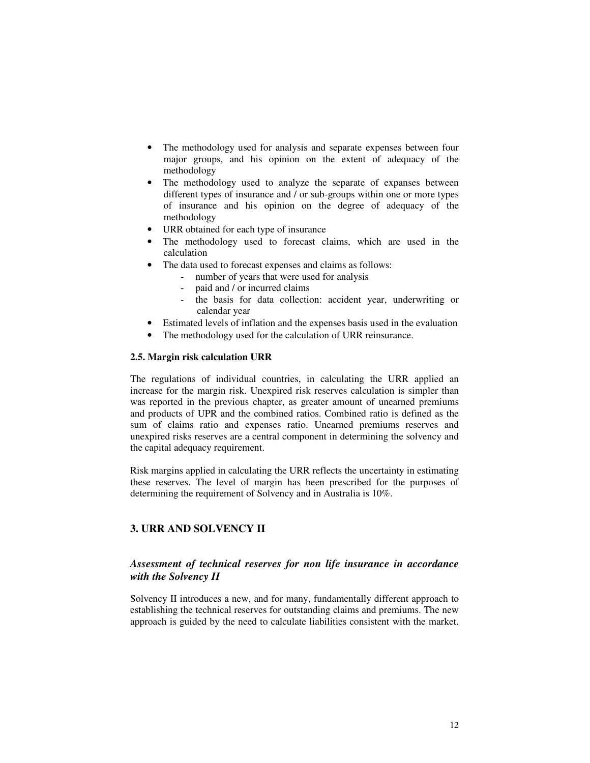- The methodology used for analysis and separate expenses between four major groups, and his opinion on the extent of adequacy of the methodology
- The methodology used to analyze the separate of expanses between different types of insurance and / or sub-groups within one or more types of insurance and his opinion on the degree of adequacy of the methodology
- URR obtained for each type of insurance
- The methodology used to forecast claims, which are used in the calculation
- The data used to forecast expenses and claims as follows:
    - number of years that were used for analysis
    - paid and / or incurred claims
    - the basis for data collection: accident year, underwriting or calendar year
- Estimated levels of inflation and the expenses basis used in the evaluation
- The methodology used for the calculation of URR reinsurance.

#### 2.5. Margin risk calculation URR

The regulations of individual countries, in calculating the URR applied an increase for the margin risk. Unexpired risk reserves calculation is simpler than was reported in the previous chapter, as greater amount of unearned premiums and products of UPR and the combined ratios. Combined ratio is defined as the sum of claims ratio and expenses ratio. Unearned premiums reserves and unexpired risks reserves are a central component in determining the solvency and the capital adequacy requirement.

Risk margins applied in calculating the URR reflects the uncertainty in estimating these reserves. The level of margin has been prescribed for the purposes of determining the requirement of Solvency and in Australia is 10%.

## 3. URR AND SOLVENCY II

### *Assessment of technical reserves for non life insurance in accordance with the Solvency II*

Solvency II introduces a new, and for many, fundamentally different approach to establishing the technical reserves for outstanding claims and premiums. The new approach is guided by the need to calculate liabilities consistent with the market.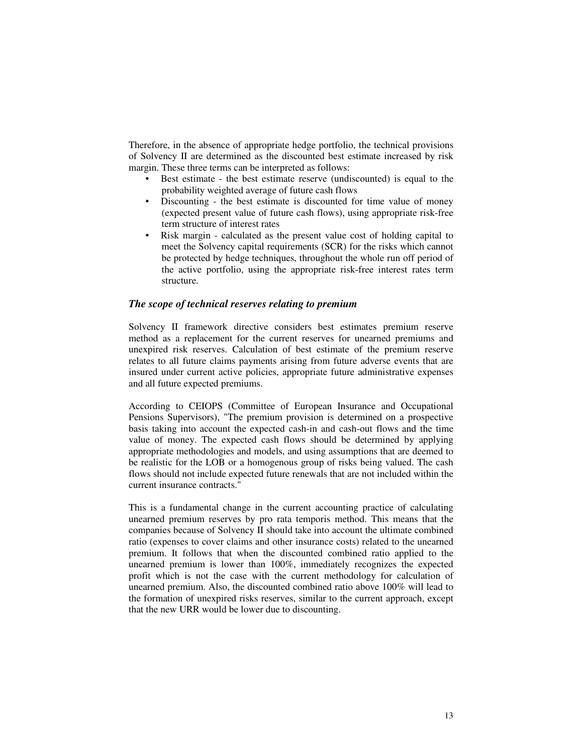Therefore, in the absence of appropriate hedge portfolio, the technical provisions of Solvency II are determined as the discounted best estimate increased by risk margin. These three terms can be interpreted as follows:

- Best estimate - the best estimate reserve (undiscounted) is equal to the probability weighted average of future cash flows
- Discounting - the best estimate is discounted for time value of money (expected present value of future cash flows), using appropriate risk-free term structure of interest rates
- Risk margin - calculated as the present value cost of holding capital to meet the Solvency capital requirements (SCR) for the risks which cannot be protected by hedge techniques, throughout the whole run off period of the active portfolio, using the appropriate risk-free interest rates term structure.

### *The scope of technical reserves relating to premium*

Solvency II framework directive considers best estimates premium reserve method as a replacement for the current reserves for unearned premiums and unexpired risk reserves. Calculation of best estimate of the premium reserve relates to all future claims payments arising from future adverse events that are insured under current active policies, appropriate future administrative expenses and all future expected premiums.

According to CEIOPS (Committee of European Insurance and Occupational Pensions Supervisors), "The premium provision is determined on a prospective basis taking into account the expected cash-in and cash-out flows and the time value of money. The expected cash flows should be determined by applying appropriate methodologies and models, and using assumptions that are deemed to be realistic for the LOB or a homogenous group of risks being valued. The cash flows should not include expected future renewals that are not included within the current insurance contracts."

This is a fundamental change in the current accounting practice of calculating unearned premium reserves by pro rata temporis method. This means that the companies because of Solvency II should take into account the ultimate combined ratio (expenses to cover claims and other insurance costs) related to the unearned premium. It follows that when the discounted combined ratio applied to the unearned premium is lower than 100%, immediately recognizes the expected profit which is not the case with the current methodology for calculation of unearned premium. Also, the discounted combined ratio above 100% will lead to the formation of unexpired risks reserves, similar to the current approach, except that the new URR would be lower due to discounting.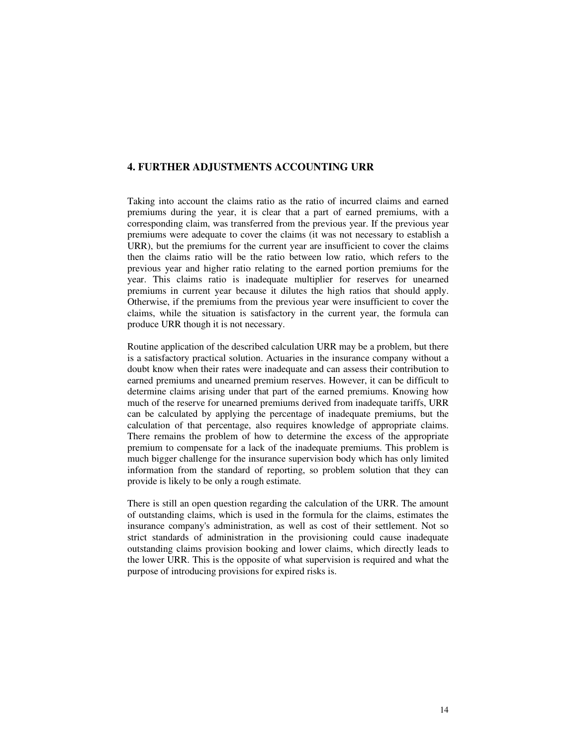## 4. FURTHER ADJUSTMENTS ACCOUNTING URR

Taking into account the claims ratio as the ratio of incurred claims and earned premiums during the year, it is clear that a part of earned premiums, with a corresponding claim, was transferred from the previous year. If the previous year premiums were adequate to cover the claims (it was not necessary to establish a URR), but the premiums for the current year are insufficient to cover the claims then the claims ratio will be the ratio between low ratio, which refers to the previous year and higher ratio relating to the earned portion premiums for the year. This claims ratio is inadequate multiplier for reserves for unearned premiums in current year because it dilutes the high ratios that should apply. Otherwise, if the premiums from the previous year were insufficient to cover the claims, while the situation is satisfactory in the current year, the formula can produce URR though it is not necessary.

Routine application of the described calculation URR may be a problem, but there is a satisfactory practical solution. Actuaries in the insurance company without a doubt know when their rates were inadequate and can assess their contribution to earned premiums and unearned premium reserves. However, it can be difficult to determine claims arising under that part of the earned premiums. Knowing how much of the reserve for unearned premiums derived from inadequate tariffs, URR can be calculated by applying the percentage of inadequate premiums, but the calculation of that percentage, also requires knowledge of appropriate claims. There remains the problem of how to determine the excess of the appropriate premium to compensate for a lack of the inadequate premiums. This problem is much bigger challenge for the insurance supervision body which has only limited information from the standard of reporting, so problem solution that they can provide is likely to be only a rough estimate.

There is still an open question regarding the calculation of the URR. The amount of outstanding claims, which is used in the formula for the claims, estimates the insurance company's administration, as well as cost of their settlement. Not so strict standards of administration in the provisioning could cause inadequate outstanding claims provision booking and lower claims, which directly leads to the lower URR. This is the opposite of what supervision is required and what the purpose of introducing provisions for expired risks is.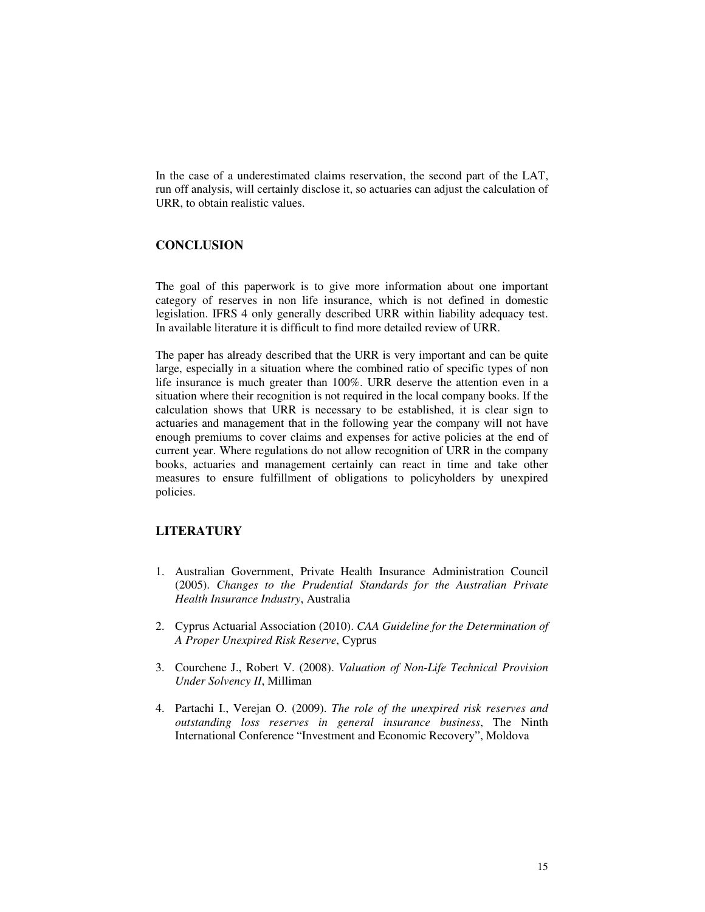In the case of a underestimated claims reservation, the second part of the LAT, run off analysis, will certainly disclose it, so actuaries can adjust the calculation of URR, to obtain realistic values.

## CONCLUSION

The goal of this paperwork is to give more information about one important category of reserves in non life insurance, which is not defined in domestic legislation. IFRS 4 only generally described URR within liability adequacy test. In available literature it is difficult to find more detailed review of URR.

The paper has already described that the URR is very important and can be quite large, especially in a situation where the combined ratio of specific types of non life insurance is much greater than 100%. URR deserve the attention even in a situation where their recognition is not required in the local company books. If the calculation shows that URR is necessary to be established, it is clear sign to actuaries and management that in the following year the company will not have enough premiums to cover claims and expenses for active policies at the end of current year. Where regulations do not allow recognition of URR in the company books, actuaries and management certainly can react in time and take other measures to ensure fulfillment of obligations to policyholders by unexpired policies.

## LITERATURY

1. Australian Government, Private Health Insurance Administration Council (2005). *Changes to the Prudential Standards for the Australian Private Health Insurance Industry*, Australia

2. Cyprus Actuarial Association (2010). *CAA Guideline for the Determination of A Proper Unexpired Risk Reserve*, Cyprus

3. Courchene J., Robert V. (2008). *Valuation of Non-Life Technical Provision Under Solvency II*, Milliman

4. Partachi I., Verejan O. (2009). *The role of the unexpired risk reserves and outstanding loss reserves in general insurance business*, The Ninth International Conference "Investment and Economic Recovery", Moldova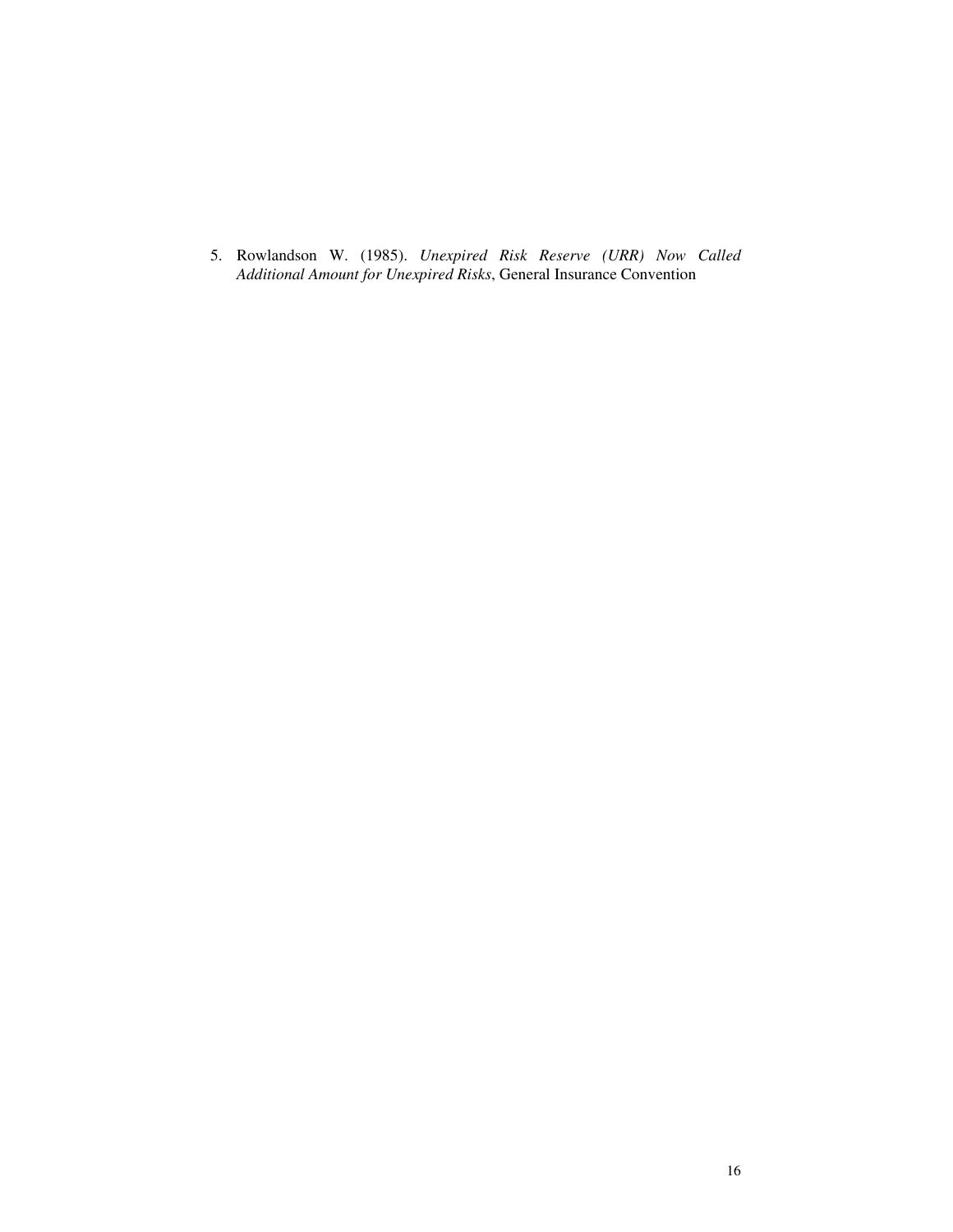5. Rowlandson W. (1985). *Unexpired Risk Reserve (URR) Now Called Additional Amount for Unexpired Risks*, General Insurance Convention